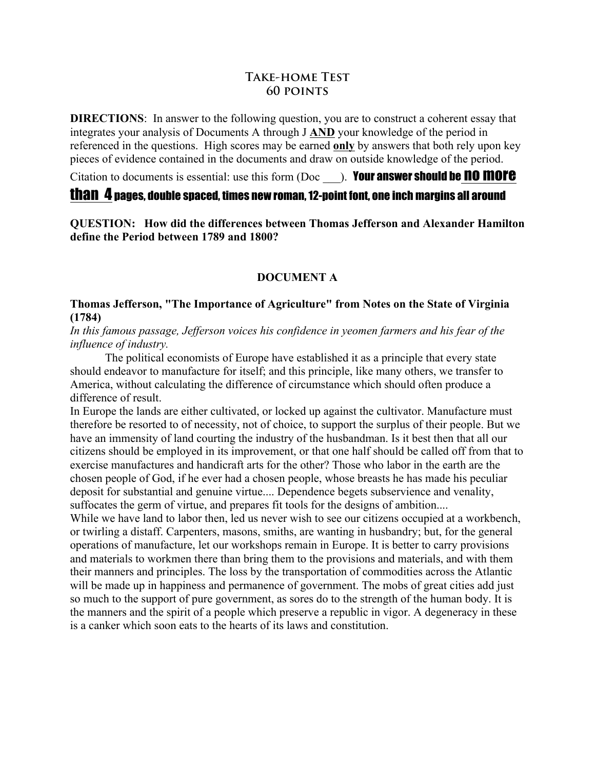# Take-home Test
## 60 points

**DIRECTIONS**: In answer to the following question, you are to construct a coherent essay that integrates your analysis of Documents A through J **AND** your knowledge of the period in referenced in the questions. High scores may be earned **only** by answers that both rely upon key pieces of evidence contained in the documents and draw on outside knowledge of the period. Citation to documents is essential: use this form (Doc ___). **Your answer should be no more than 4 pages, double spaced, times new roman, 12-point font, one inch margins all around**

**QUESTION: How did the differences between Thomas Jefferson and Alexander Hamilton define the Period between 1789 and 1800?**

### DOCUMENT A

**Thomas Jefferson, "The Importance of Agriculture" from Notes on the State of Virginia (1784)**

*In this famous passage, Jefferson voices his confidence in yeomen farmers and his fear of the influence of industry.*

The political economists of Europe have established it as a principle that every state should endeavor to manufacture for itself; and this principle, like many others, we transfer to America, without calculating the difference of circumstance which should often produce a difference of result.

In Europe the lands are either cultivated, or locked up against the cultivator. Manufacture must therefore be resorted to of necessity, not of choice, to support the surplus of their people. But we have an immensity of land courting the industry of the husbandman. Is it best then that all our citizens should be employed in its improvement, or that one half should be called off from that to exercise manufactures and handicraft arts for the other? Those who labor in the earth are the chosen people of God, if he ever had a chosen people, whose breasts he has made his peculiar deposit for substantial and genuine virtue.... Dependence begets subservience and venality, suffocates the germ of virtue, and prepares fit tools for the designs of ambition....

While we have land to labor then, led us never wish to see our citizens occupied at a workbench, or twirling a distaff. Carpenters, masons, smiths, are wanting in husbandry; but, for the general operations of manufacture, let our workshops remain in Europe. It is better to carry provisions and materials to workmen there than bring them to the provisions and materials, and with them their manners and principles. The loss by the transportation of commodities across the Atlantic will be made up in happiness and permanence of government. The mobs of great cities add just so much to the support of pure government, as sores do to the strength of the human body. It is the manners and the spirit of a people which preserve a republic in vigor. A degeneracy in these is a canker which soon eats to the hearts of its laws and constitution.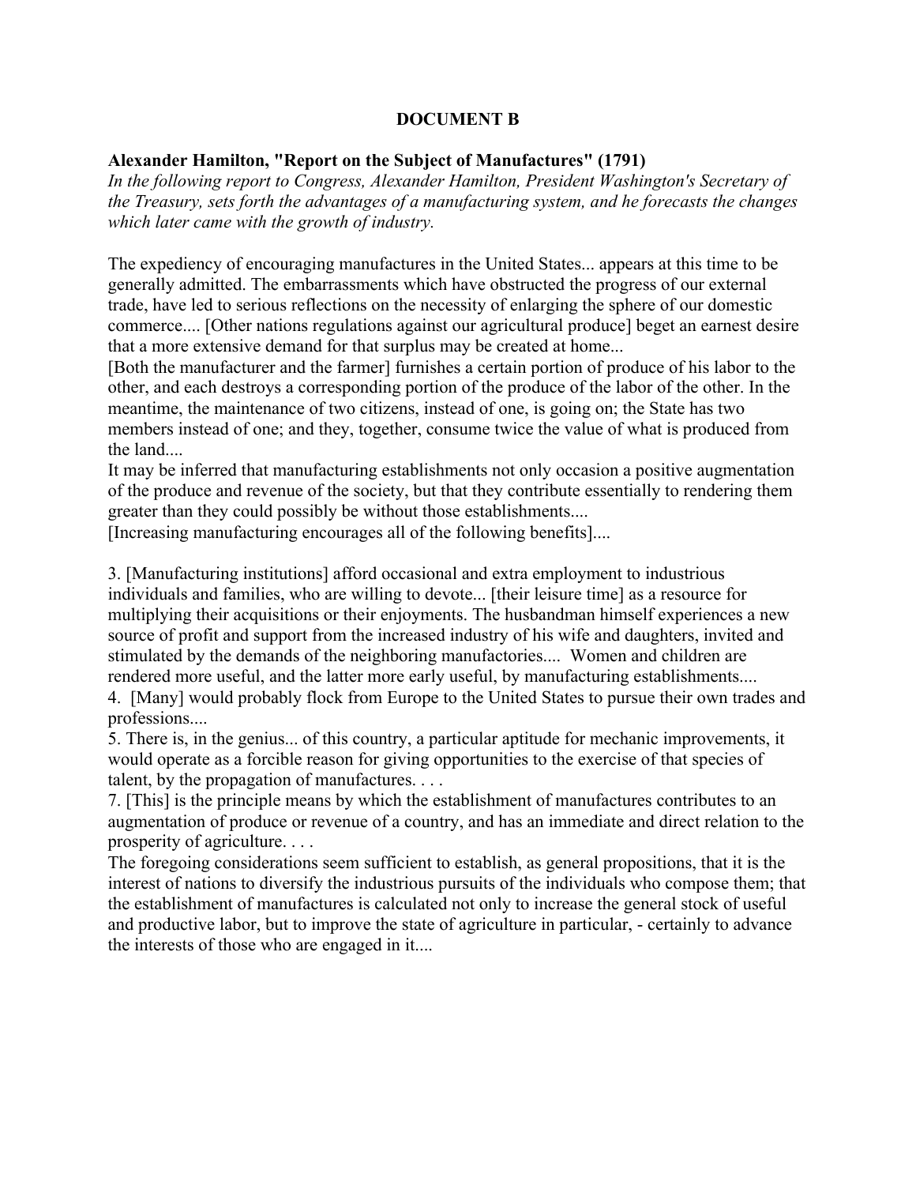## DOCUMENT B

**Alexander Hamilton, "Report on the Subject of Manufactures" (1791)**
*In the following report to Congress, Alexander Hamilton, President Washington's Secretary of the Treasury, sets forth the advantages of a manufacturing system, and he forecasts the changes which later came with the growth of industry.*

The expediency of encouraging manufactures in the United States... appears at this time to be generally admitted. The embarrassments which have obstructed the progress of our external trade, have led to serious reflections on the necessity of enlarging the sphere of our domestic commerce.... [Other nations regulations against our agricultural produce] beget an earnest desire that a more extensive demand for that surplus may be created at home...

[Both the manufacturer and the farmer] furnishes a certain portion of produce of his labor to the other, and each destroys a corresponding portion of the produce of the labor of the other. In the meantime, the maintenance of two citizens, instead of one, is going on; the State has two members instead of one; and they, together, consume twice the value of what is produced from the land....

It may be inferred that manufacturing establishments not only occasion a positive augmentation of the produce and revenue of the society, but that they contribute essentially to rendering them greater than they could possibly be without those establishments....

[Increasing manufacturing encourages all of the following benefits]....

3. [Manufacturing institutions] afford occasional and extra employment to industrious individuals and families, who are willing to devote... [their leisure time] as a resource for multiplying their acquisitions or their enjoyments. The husbandman himself experiences a new source of profit and support from the increased industry of his wife and daughters, invited and stimulated by the demands of the neighboring manufactories.... Women and children are rendered more useful, and the latter more early useful, by manufacturing establishments....
4. [Many] would probably flock from Europe to the United States to pursue their own trades and professions....
5. There is, in the genius... of this country, a particular aptitude for mechanic improvements, it would operate as a forcible reason for giving opportunities to the exercise of that species of talent, by the propagation of manufactures. . . .
7. [This] is the principle means by which the establishment of manufactures contributes to an augmentation of produce or revenue of a country, and has an immediate and direct relation to the prosperity of agriculture. . . .

The foregoing considerations seem sufficient to establish, as general propositions, that it is the interest of nations to diversify the industrious pursuits of the individuals who compose them; that the establishment of manufactures is calculated not only to increase the general stock of useful and productive labor, but to improve the state of agriculture in particular, - certainly to advance the interests of those who are engaged in it....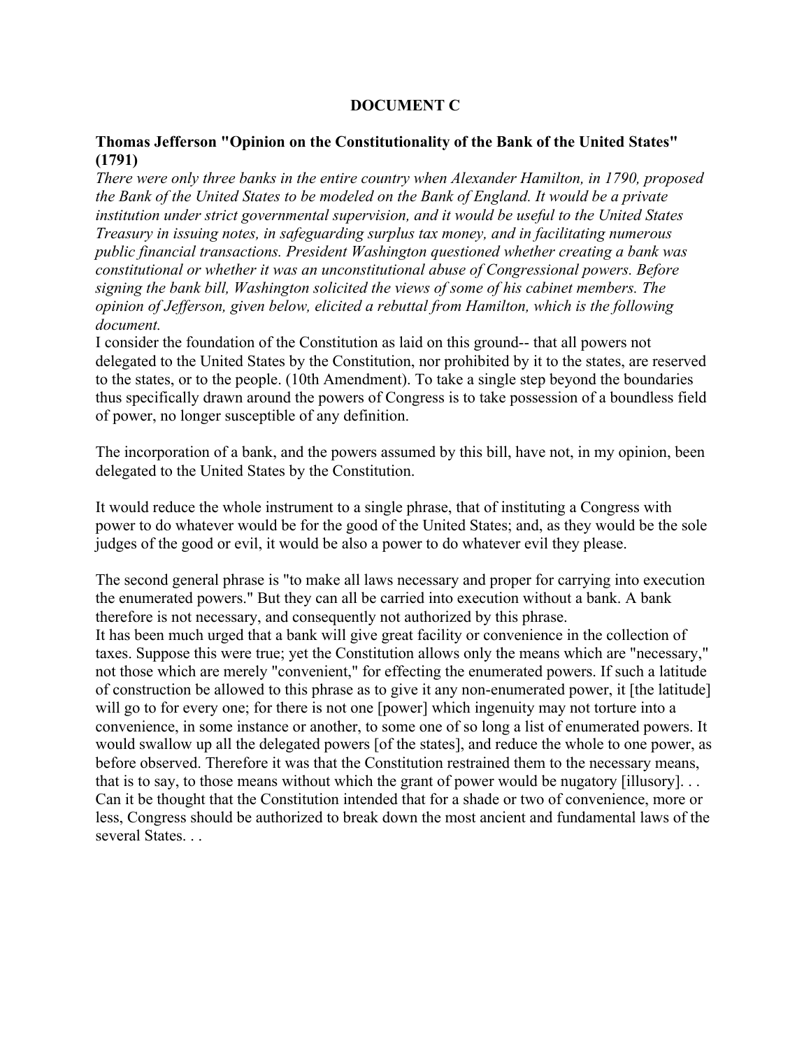## DOCUMENT C

**Thomas Jefferson "Opinion on the Constitutionality of the Bank of the United States" (1791)**

*There were only three banks in the entire country when Alexander Hamilton, in 1790, proposed the Bank of the United States to be modeled on the Bank of England. It would be a private institution under strict governmental supervision, and it would be useful to the United States Treasury in issuing notes, in safeguarding surplus tax money, and in facilitating numerous public financial transactions. President Washington questioned whether creating a bank was constitutional or whether it was an unconstitutional abuse of Congressional powers. Before signing the bank bill, Washington solicited the views of some of his cabinet members. The opinion of Jefferson, given below, elicited a rebuttal from Hamilton, which is the following document.*

I consider the foundation of the Constitution as laid on this ground-- that all powers not delegated to the United States by the Constitution, nor prohibited by it to the states, are reserved to the states, or to the people. (10th Amendment). To take a single step beyond the boundaries thus specifically drawn around the powers of Congress is to take possession of a boundless field of power, no longer susceptible of any definition.

The incorporation of a bank, and the powers assumed by this bill, have not, in my opinion, been delegated to the United States by the Constitution.

It would reduce the whole instrument to a single phrase, that of instituting a Congress with power to do whatever would be for the good of the United States; and, as they would be the sole judges of the good or evil, it would be also a power to do whatever evil they please.

The second general phrase is "to make all laws necessary and proper for carrying into execution the enumerated powers." But they can all be carried into execution without a bank. A bank therefore is not necessary, and consequently not authorized by this phrase.

It has been much urged that a bank will give great facility or convenience in the collection of taxes. Suppose this were true; yet the Constitution allows only the means which are "necessary," not those which are merely "convenient," for effecting the enumerated powers. If such a latitude of construction be allowed to this phrase as to give it any non-enumerated power, it [the latitude] will go to for every one; for there is not one [power] which ingenuity may not torture into a convenience, in some instance or another, to some one of so long a list of enumerated powers. It would swallow up all the delegated powers [of the states], and reduce the whole to one power, as before observed. Therefore it was that the Constitution restrained them to the necessary means, that is to say, to those means without which the grant of power would be nugatory [illusory]. . . Can it be thought that the Constitution intended that for a shade or two of convenience, more or less, Congress should be authorized to break down the most ancient and fundamental laws of the several States. . .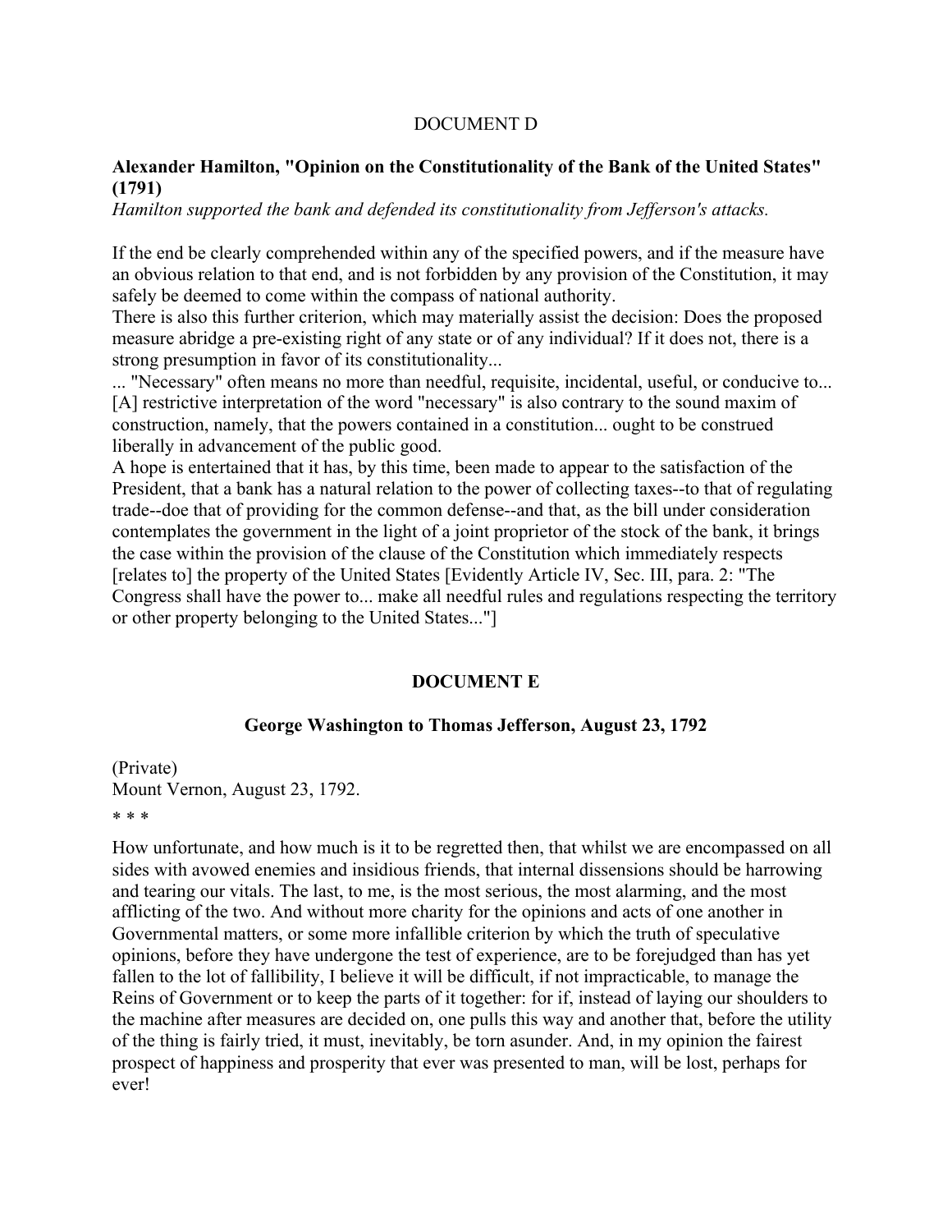## DOCUMENT D

**Alexander Hamilton, "Opinion on the Constitutionality of the Bank of the United States" (1791)**
*Hamilton supported the bank and defended its constitutionality from Jefferson's attacks.*

If the end be clearly comprehended within any of the specified powers, and if the measure have an obvious relation to that end, and is not forbidden by any provision of the Constitution, it may safely be deemed to come within the compass of national authority.
There is also this further criterion, which may materially assist the decision: Does the proposed measure abridge a pre-existing right of any state or of any individual? If it does not, there is a strong presumption in favor of its constitutionality...
... "Necessary" often means no more than needful, requisite, incidental, useful, or conducive to... [A] restrictive interpretation of the word "necessary" is also contrary to the sound maxim of construction, namely, that the powers contained in a constitution... ought to be construed liberally in advancement of the public good.
A hope is entertained that it has, by this time, been made to appear to the satisfaction of the President, that a bank has a natural relation to the power of collecting taxes--to that of regulating trade--doe that of providing for the common defense--and that, as the bill under consideration contemplates the government in the light of a joint proprietor of the stock of the bank, it brings the case within the provision of the clause of the Constitution which immediately respects [relates to] the property of the United States [Evidently Article IV, Sec. III, para. 2: "The Congress shall have the power to... make all needful rules and regulations respecting the territory or other property belonging to the United States..."]

## DOCUMENT E

### George Washington to Thomas Jefferson, August 23, 1792

(Private)
Mount Vernon, August 23, 1792.

\* \* \*

How unfortunate, and how much is it to be regretted then, that whilst we are encompassed on all sides with avowed enemies and insidious friends, that internal dissensions should be harrowing and tearing our vitals. The last, to me, is the most serious, the most alarming, and the most afflicting of the two. And without more charity for the opinions and acts of one another in Governmental matters, or some more infallible criterion by which the truth of speculative opinions, before they have undergone the test of experience, are to be forejudged than has yet fallen to the lot of fallibility, I believe it will be difficult, if not impracticable, to manage the Reins of Government or to keep the parts of it together: for if, instead of laying our shoulders to the machine after measures are decided on, one pulls this way and another that, before the utility of the thing is fairly tried, it must, inevitably, be torn asunder. And, in my opinion the fairest prospect of happiness and prosperity that ever was presented to man, will be lost, perhaps for ever!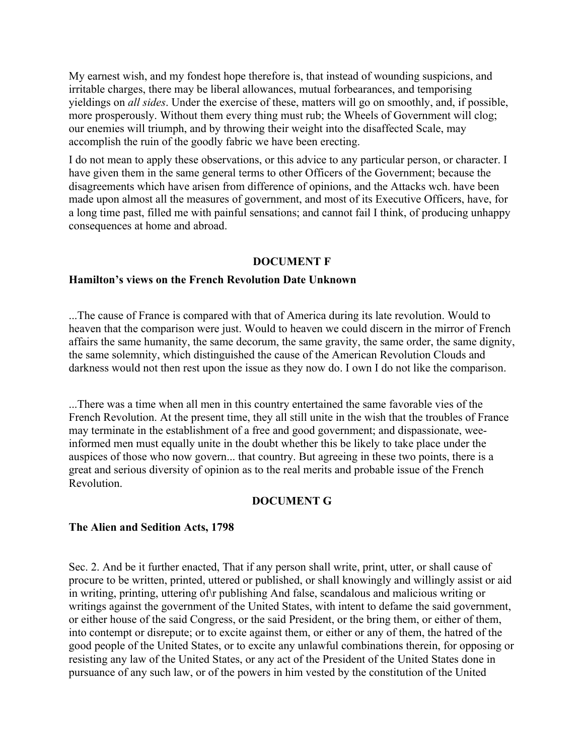My earnest wish, and my fondest hope therefore is, that instead of wounding suspicions, and irritable charges, there may be liberal allowances, mutual forbearances, and temporising yieldings on *all sides*. Under the exercise of these, matters will go on smoothly, and, if possible, more prosperously. Without them every thing must rub; the Wheels of Government will clog; our enemies will triumph, and by throwing their weight into the disaffected Scale, may accomplish the ruin of the goodly fabric we have been erecting.

I do not mean to apply these observations, or this advice to any particular person, or character. I have given them in the same general terms to other Officers of the Government; because the disagreements which have arisen from difference of opinions, and the Attacks wch. have been made upon almost all the measures of government, and most of its Executive Officers, have, for a long time past, filled me with painful sensations; and cannot fail I think, of producing unhappy consequences at home and abroad.

## DOCUMENT F

### Hamilton's views on the French Revolution Date Unknown

...The cause of France is compared with that of America during its late revolution. Would to heaven that the comparison were just. Would to heaven we could discern in the mirror of French affairs the same humanity, the same decorum, the same gravity, the same order, the same dignity, the same solemnity, which distinguished the cause of the American Revolution Clouds and darkness would not then rest upon the issue as they now do. I own I do not like the comparison.

...There was a time when all men in this country entertained the same favorable vies of the French Revolution. At the present time, they all still unite in the wish that the troubles of France may terminate in the establishment of a free and good government; and dispassionate, wee-informed men must equally unite in the doubt whether this be likely to take place under the auspices of those who now govern... that country. But agreeing in these two points, there is a great and serious diversity of opinion as to the real merits and probable issue of the French Revolution.

## DOCUMENT G

### The Alien and Sedition Acts, 1798

Sec. 2. And be it further enacted, That if any person shall write, print, utter, or shall cause of procure to be written, printed, uttered or published, or shall knowingly and willingly assist or aid in writing, printing, uttering of\r publishing And false, scandalous and malicious writing or writings against the government of the United States, with intent to defame the said government, or either house of the said Congress, or the said President, or the bring them, or either of them, into contempt or disrepute; or to excite against them, or either or any of them, the hatred of the good people of the United States, or to excite any unlawful combinations therein, for opposing or resisting any law of the United States, or any act of the President of the United States done in pursuance of any such law, or of the powers in him vested by the constitution of the United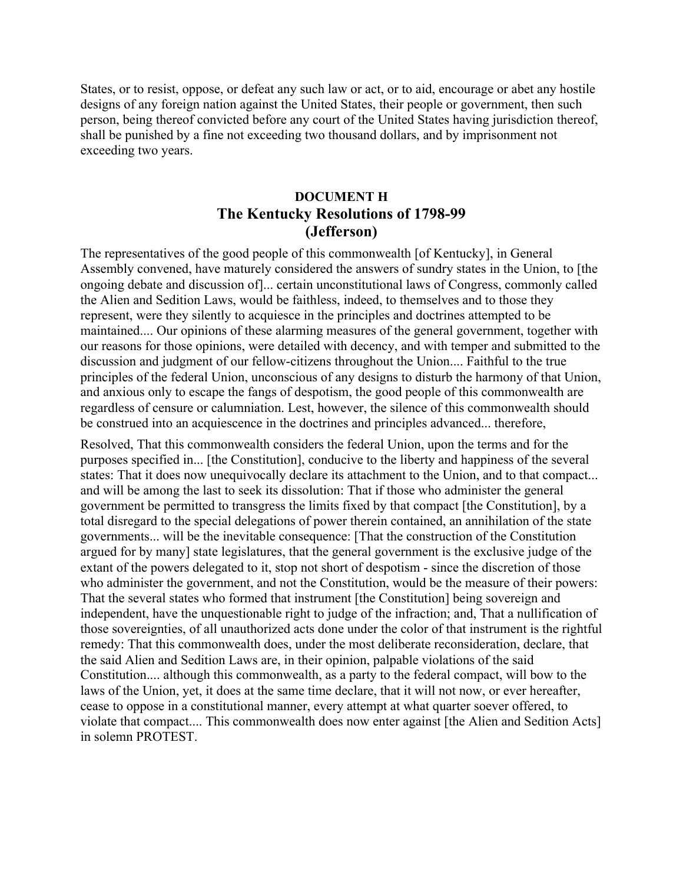States, or to resist, oppose, or defeat any such law or act, or to aid, encourage or abet any hostile designs of any foreign nation against the United States, their people or government, then such person, being thereof convicted before any court of the United States having jurisdiction thereof, shall be punished by a fine not exceeding two thousand dollars, and by imprisonment not exceeding two years.

**DOCUMENT H**

## The Kentucky Resolutions of 1798-99 (Jefferson)

The representatives of the good people of this commonwealth [of Kentucky], in General Assembly convened, have maturely considered the answers of sundry states in the Union, to [the ongoing debate and discussion of]... certain unconstitutional laws of Congress, commonly called the Alien and Sedition Laws, would be faithless, indeed, to themselves and to those they represent, were they silently to acquiesce in the principles and doctrines attempted to be maintained.... Our opinions of these alarming measures of the general government, together with our reasons for those opinions, were detailed with decency, and with temper and submitted to the discussion and judgment of our fellow-citizens throughout the Union.... Faithful to the true principles of the federal Union, unconscious of any designs to disturb the harmony of that Union, and anxious only to escape the fangs of despotism, the good people of this commonwealth are regardless of censure or calumniation. Lest, however, the silence of this commonwealth should be construed into an acquiescence in the doctrines and principles advanced... therefore,

Resolved, That this commonwealth considers the federal Union, upon the terms and for the purposes specified in... [the Constitution], conducive to the liberty and happiness of the several states: That it does now unequivocally declare its attachment to the Union, and to that compact... and will be among the last to seek its dissolution: That if those who administer the general government be permitted to transgress the limits fixed by that compact [the Constitution], by a total disregard to the special delegations of power therein contained, an annihilation of the state governments... will be the inevitable consequence: [That the construction of the Constitution argued for by many] state legislatures, that the general government is the exclusive judge of the extant of the powers delegated to it, stop not short of despotism - since the discretion of those who administer the government, and not the Constitution, would be the measure of their powers: That the several states who formed that instrument [the Constitution] being sovereign and independent, have the unquestionable right to judge of the infraction; and, That a nullification of those sovereignties, of all unauthorized acts done under the color of that instrument is the rightful remedy: That this commonwealth does, under the most deliberate reconsideration, declare, that the said Alien and Sedition Laws are, in their opinion, palpable violations of the said Constitution.... although this commonwealth, as a party to the federal compact, will bow to the laws of the Union, yet, it does at the same time declare, that it will not now, or ever hereafter, cease to oppose in a constitutional manner, every attempt at what quarter soever offered, to violate that compact.... This commonwealth does now enter against [the Alien and Sedition Acts] in solemn PROTEST.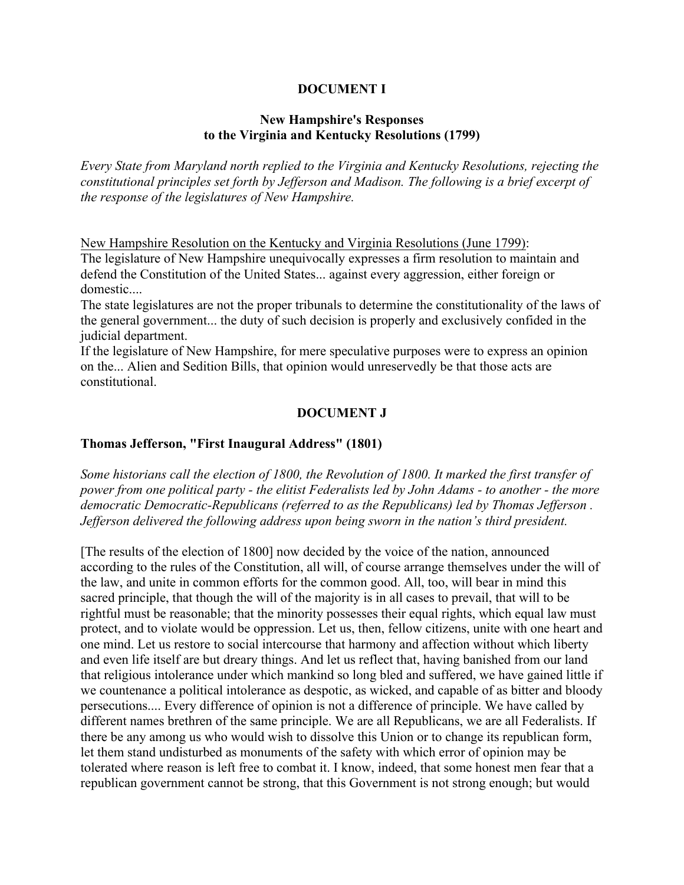## DOCUMENT I

### New Hampshire's Responses to the Virginia and Kentucky Resolutions (1799)

*Every State from Maryland north replied to the Virginia and Kentucky Resolutions, rejecting the constitutional principles set forth by Jefferson and Madison. The following is a brief excerpt of the response of the legislatures of New Hampshire.*

<u>New Hampshire Resolution on the Kentucky and Virginia Resolutions (June 1799)</u>:

The legislature of New Hampshire unequivocally expresses a firm resolution to maintain and defend the Constitution of the United States... against every aggression, either foreign or domestic....

The state legislatures are not the proper tribunals to determine the constitutionality of the laws of the general government... the duty of such decision is properly and exclusively confided in the judicial department.

If the legislature of New Hampshire, for mere speculative purposes were to express an opinion on the... Alien and Sedition Bills, that opinion would unreservedly be that those acts are constitutional.

## DOCUMENT J

### Thomas Jefferson, "First Inaugural Address" (1801)

*Some historians call the election of 1800, the Revolution of 1800. It marked the first transfer of power from one political party - the elitist Federalists led by John Adams - to another - the more democratic Democratic-Republicans (referred to as the Republicans) led by Thomas Jefferson . Jefferson delivered the following address upon being sworn in the nation's third president.*

[The results of the election of 1800] now decided by the voice of the nation, announced according to the rules of the Constitution, all will, of course arrange themselves under the will of the law, and unite in common efforts for the common good. All, too, will bear in mind this sacred principle, that though the will of the majority is in all cases to prevail, that will to be rightful must be reasonable; that the minority possesses their equal rights, which equal law must protect, and to violate would be oppression. Let us, then, fellow citizens, unite with one heart and one mind. Let us restore to social intercourse that harmony and affection without which liberty and even life itself are but dreary things. And let us reflect that, having banished from our land that religious intolerance under which mankind so long bled and suffered, we have gained little if we countenance a political intolerance as despotic, as wicked, and capable of as bitter and bloody persecutions.... Every difference of opinion is not a difference of principle. We have called by different names brethren of the same principle. We are all Republicans, we are all Federalists. If there be any among us who would wish to dissolve this Union or to change its republican form, let them stand undisturbed as monuments of the safety with which error of opinion may be tolerated where reason is left free to combat it. I know, indeed, that some honest men fear that a republican government cannot be strong, that this Government is not strong enough; but would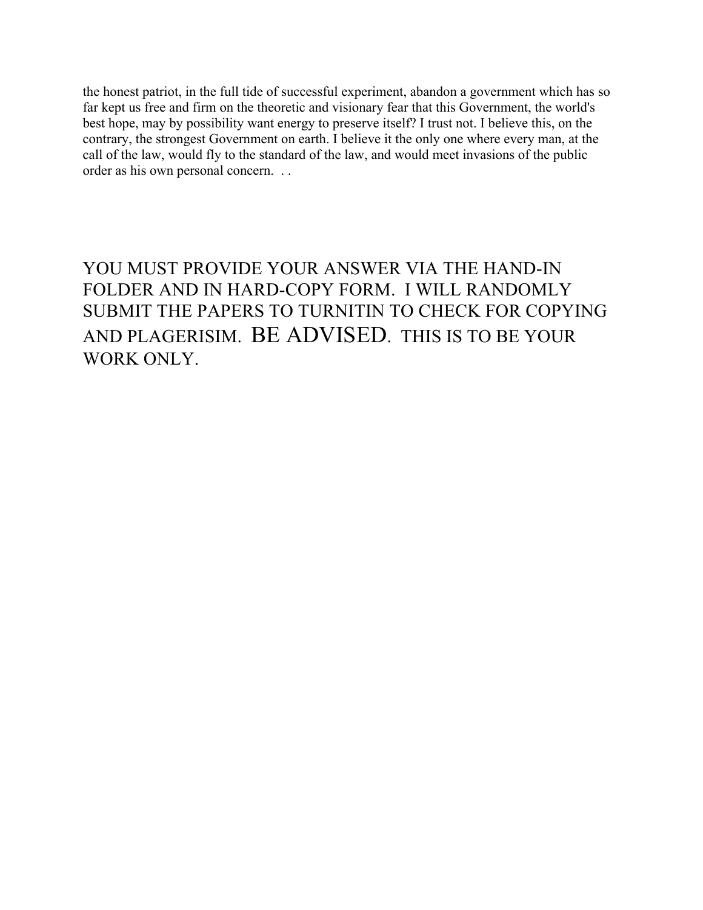the honest patriot, in the full tide of successful experiment, abandon a government which has so far kept us free and firm on the theoretic and visionary fear that this Government, the world's best hope, may by possibility want energy to preserve itself? I trust not. I believe this, on the contrary, the strongest Government on earth. I believe it the only one where every man, at the call of the law, would fly to the standard of the law, and would meet invasions of the public order as his own personal concern. . .

YOU MUST PROVIDE YOUR ANSWER VIA THE HAND-IN FOLDER AND IN HARD-COPY FORM. I WILL RANDOMLY SUBMIT THE PAPERS TO TURNITIN TO CHECK FOR COPYING AND PLAGERISIM. BE ADVISED. THIS IS TO BE YOUR WORK ONLY.